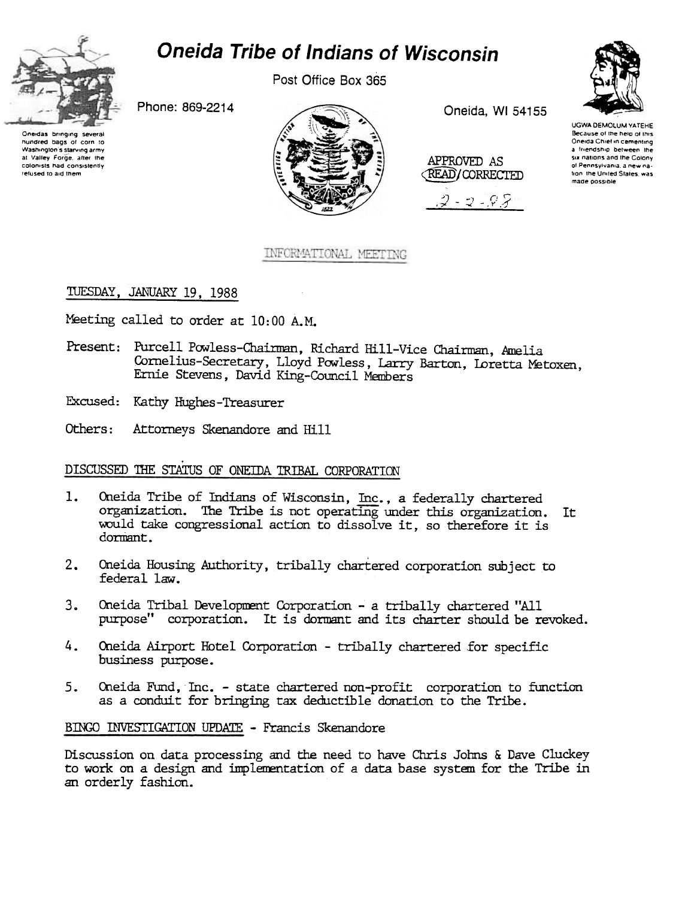# Oneida Tribe of Indians of Wisconsin

Post Office Box 365

Phone: 869-2214

Oneida, WI 54155

Oneidas bringing several hundred bags of corn to Washington's starving army at Valley Forge, after the colonists had consistently refused to aid them

UGWA DEMOLUM YATEHE Because of the help of this Oneida Chief in cementing a friendship between the six nations and the Colony of Pennsylvania, a new nation, the United States, was made possible

APPROVED AS READ/CORRECTED

2-2-88

INFORMATIONAL MEETING

TUESDAY, JANUARY 19, 1988

Meeting called to order at 10:00 A.M.

Present: Purcell Powless-Chairman, Richard Hill-Vice Chairman, Amelia Cornelius-Secretary, Lloyd Powless, Larry Barton, Loretta Metoxen, Ernie Stevens, David King-Council Members

Excused: Kathy Hughes-Treasurer

Others: Attorneys Skenandore and Hill

## DISCUSSED THE STATUS OF ONEIDA TRIBAL CORPORATION

1. Oneida Tribe of Indians of Wisconsin, Inc., a federally chartered organization. The Tribe is not operating under this organization. It would take congressional action to dissolve it, so therefore it is dormant.
2. Oneida Housing Authority, tribally chartered corporation subject to federal law.
3. Oneida Tribal Development Corporation - a tribally chartered "All purpose" corporation. It is dormant and its charter should be revoked.
4. Oneida Airport Hotel Corporation - tribally chartered for specific business purpose.
5. Oneida Fund, Inc. - state chartered non-profit corporation to function as a conduit for bringing tax deductible donation to the Tribe.

## BINGO INVESTIGATION UPDATE - Francis Skenandore

Discussion on data processing and the need to have Chris Johns & Dave Cluckey to work on a design and implementation of a data base system for the Tribe in an orderly fashion.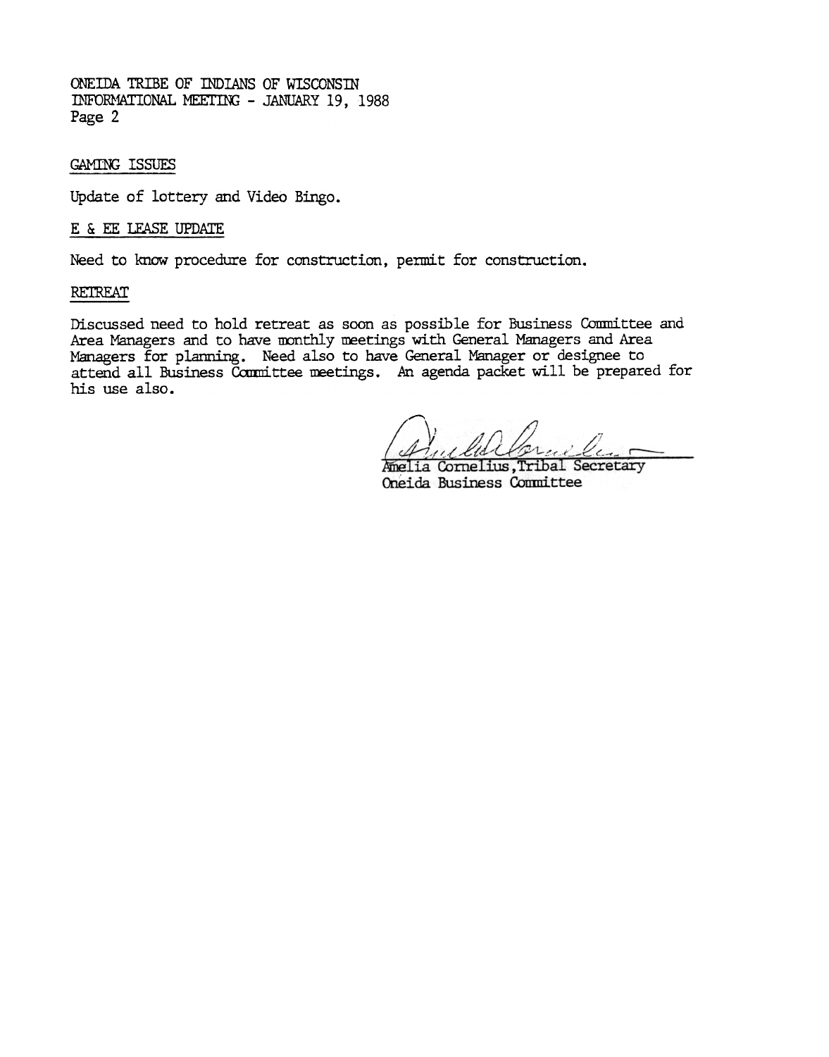## GAMING ISSUES

Update of lottery and Video Bingo.

## E & EE LEASE UPDATE

Need to know procedure for construction, permit for construction.

## RETREAT

Discussed need to hold retreat as soon as possible for Business Committee and Area Managers and to have monthly meetings with General Managers and Area Managers for planning. Need also to have General Manager or designee to attend all Business Committee meetings. An agenda packet will be prepared for his use also.

Amelia Cornelius, Tribal Secretary
Oneida Business Committee